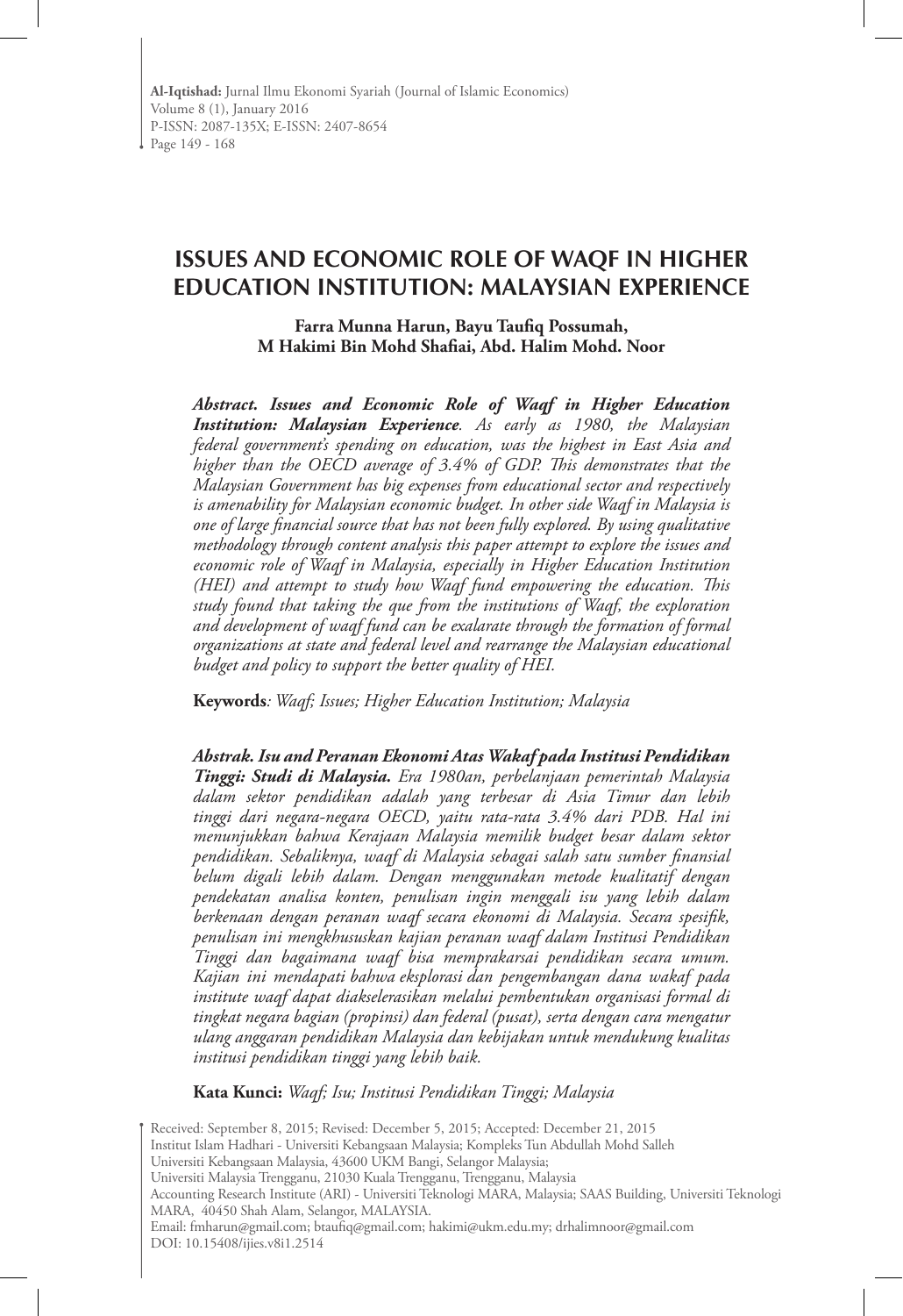# ISSUES AND ECONOMIC ROLE OF WAQF IN HIGHER EDUCATION INSTITUTION: MALAYSIAN EXPERIENCE

**Farra Munna Harun, Bayu Taufiq Possumah,**
**M Hakimi Bin Mohd Shafiai, Abd. Halim Mohd. Noor**

***Abstract. Issues and Economic Role of Waqf in Higher Education Institution: Malaysian Experience****. As early as 1980, the Malaysian federal government's spending on education, was the highest in East Asia and higher than the OECD average of 3.4% of GDP. This demonstrates that the Malaysian Government has big expenses from educational sector and respectively is amenability for Malaysian economic budget. In other side Waqf in Malaysia is one of large financial source that has not been fully explored. By using qualitative methodology through content analysis this paper attempt to explore the issues and economic role of Waqf in Malaysia, especially in Higher Education Institution (HEI) and attempt to study how Waqf fund empowering the education. This study found that taking the que from the institutions of Waqf, the exploration and development of waqf fund can be exalarate through the formation of formal organizations at state and federal level and rearrange the Malaysian educational budget and policy to support the better quality of HEI.*

**Keywords***: Waqf; Issues; Higher Education Institution; Malaysia*

***Abstrak. Isu and Peranan Ekonomi Atas Wakaf pada Institusi Pendidikan Tinggi: Studi di Malaysia.*** *Era 1980an, perbelanjaan pemerintah Malaysia dalam sektor pendidikan adalah yang terbesar di Asia Timur dan lebih tinggi dari negara-negara OECD, yaitu rata-rata 3.4% dari PDB. Hal ini menunjukkan bahwa Kerajaan Malaysia memilik budget besar dalam sektor pendidikan. Sebaliknya, waqf di Malaysia sebagai salah satu sumber finansial belum digali lebih dalam. Dengan menggunakan metode kualitatif dengan pendekatan analisa konten, penulisan ingin menggali isu yang lebih dalam berkenaan dengan peranan waqf secara ekonomi di Malaysia. Secara spesifik, penulisan ini mengkhususkan kajian peranan waqf dalam Institusi Pendidikan Tinggi dan bagaimana waqf bisa memprakarsai pendidikan secara umum. Kajian ini mendapati bahwa eksplorasi dan pengembangan dana wakaf pada institute waqf dapat diakselerasikan melalui pembentukan organisasi formal di tingkat negara bagian (propinsi) dan federal (pusat), serta dengan cara mengatur ulang anggaran pendidikan Malaysia dan kebijakan untuk mendukung kualitas institusi pendidikan tinggi yang lebih baik.*

**Kata Kunci:** *Waqf; Isu; Institusi Pendidikan Tinggi; Malaysia*

Received: September 8, 2015; Revised: December 5, 2015; Accepted: December 21, 2015
Institut Islam Hadhari - Universiti Kebangsaan Malaysia; Kompleks Tun Abdullah Mohd Salleh Universiti Kebangsaan Malaysia, 43600 UKM Bangi, Selangor Malaysia;
Universiti Malaysia Trengganu, 21030 Kuala Trengganu, Trengganu, Malaysia
Accounting Research Institute (ARI) - Universiti Teknologi MARA, Malaysia; SAAS Building, Universiti Teknologi MARA, 40450 Shah Alam, Selangor, MALAYSIA.
Email: fmharun@gmail.com; btaufiq@gmail.com; hakimi@ukm.edu.my; drhalimnoor@gmail.com
DOI: 10.15408/ijies.v8i1.2514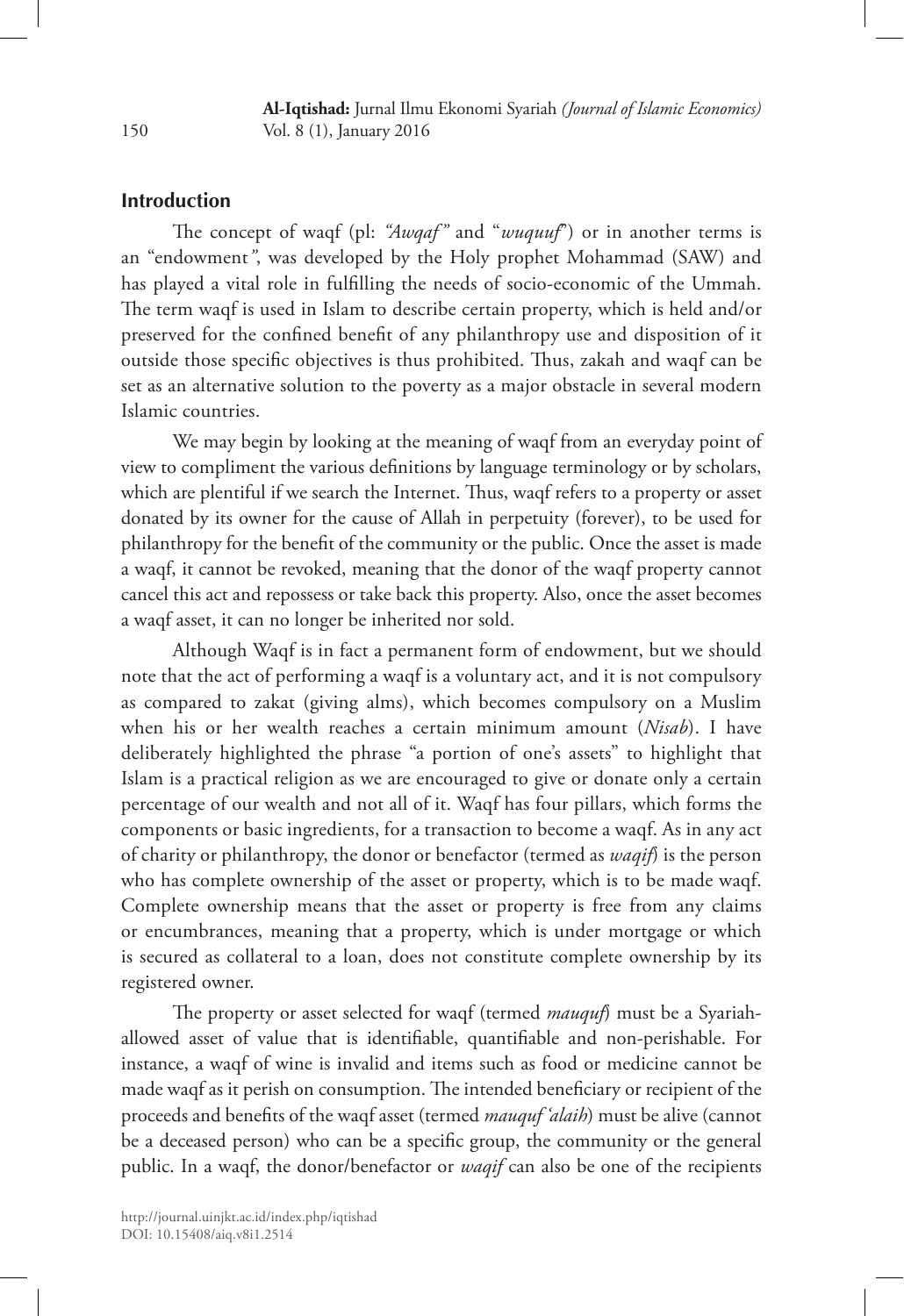## Introduction

The concept of waqf (pl: *"Awqaf"* and "*wuquuf*") or in another terms is an "endowment", was developed by the Holy prophet Mohammad (SAW) and has played a vital role in fulfilling the needs of socio-economic of the Ummah. The term waqf is used in Islam to describe certain property, which is held and/or preserved for the confined benefit of any philanthropy use and disposition of it outside those specific objectives is thus prohibited. Thus, zakah and waqf can be set as an alternative solution to the poverty as a major obstacle in several modern Islamic countries.

We may begin by looking at the meaning of waqf from an everyday point of view to compliment the various definitions by language terminology or by scholars, which are plentiful if we search the Internet. Thus, waqf refers to a property or asset donated by its owner for the cause of Allah in perpetuity (forever), to be used for philanthropy for the benefit of the community or the public. Once the asset is made a waqf, it cannot be revoked, meaning that the donor of the waqf property cannot cancel this act and repossess or take back this property. Also, once the asset becomes a waqf asset, it can no longer be inherited nor sold.

Although Waqf is in fact a permanent form of endowment, but we should note that the act of performing a waqf is a voluntary act, and it is not compulsory as compared to zakat (giving alms), which becomes compulsory on a Muslim when his or her wealth reaches a certain minimum amount (*Nisab*). I have deliberately highlighted the phrase "a portion of one's assets" to highlight that Islam is a practical religion as we are encouraged to give or donate only a certain percentage of our wealth and not all of it. Waqf has four pillars, which forms the components or basic ingredients, for a transaction to become a waqf. As in any act of charity or philanthropy, the donor or benefactor (termed as *waqif*) is the person who has complete ownership of the asset or property, which is to be made waqf. Complete ownership means that the asset or property is free from any claims or encumbrances, meaning that a property, which is under mortgage or which is secured as collateral to a loan, does not constitute complete ownership by its registered owner.

The property or asset selected for waqf (termed *mauquf*) must be a Syariah-allowed asset of value that is identifiable, quantifiable and non-perishable. For instance, a waqf of wine is invalid and items such as food or medicine cannot be made waqf as it perish on consumption. The intended beneficiary or recipient of the proceeds and benefits of the waqf asset (termed *mauquf 'alaih*) must be alive (cannot be a deceased person) who can be a specific group, the community or the general public. In a waqf, the donor/benefactor or *waqif* can also be one of the recipients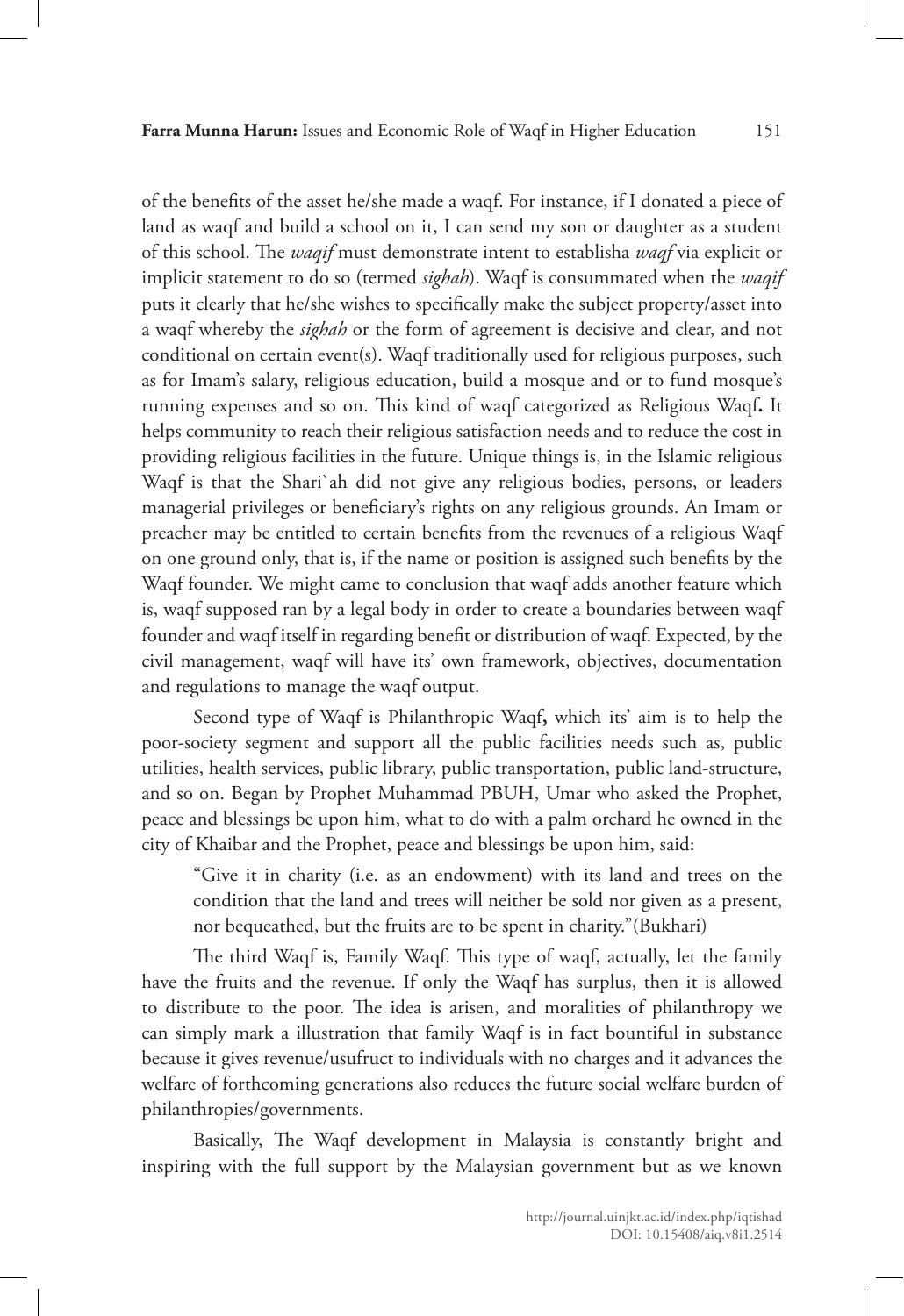of the benefits of the asset he/she made a waqf. For instance, if I donated a piece of land as waqf and build a school on it, I can send my son or daughter as a student of this school. The *waqif* must demonstrate intent to establisha *waqf* via explicit or implicit statement to do so (termed *sighah*). Waqf is consummated when the *waqif* puts it clearly that he/she wishes to specifically make the subject property/asset into a waqf whereby the *sighah* or the form of agreement is decisive and clear, and not conditional on certain event(s). Waqf traditionally used for religious purposes, such as for Imam's salary, religious education, build a mosque and or to fund mosque's running expenses and so on. This kind of waqf categorized as Religious Waqf**.** It helps community to reach their religious satisfaction needs and to reduce the cost in providing religious facilities in the future. Unique things is, in the Islamic religious Waqf is that the Shari`ah did not give any religious bodies, persons, or leaders managerial privileges or beneficiary's rights on any religious grounds. An Imam or preacher may be entitled to certain benefits from the revenues of a religious Waqf on one ground only, that is, if the name or position is assigned such benefits by the Waqf founder. We might came to conclusion that waqf adds another feature which is, waqf supposed ran by a legal body in order to create a boundaries between waqf founder and waqf itself in regarding benefit or distribution of waqf. Expected, by the civil management, waqf will have its' own framework, objectives, documentation and regulations to manage the waqf output.

Second type of Waqf is Philanthropic Waqf**,** which its' aim is to help the poor-society segment and support all the public facilities needs such as, public utilities, health services, public library, public transportation, public land-structure, and so on. Began by Prophet Muhammad PBUH, Umar who asked the Prophet, peace and blessings be upon him, what to do with a palm orchard he owned in the city of Khaibar and the Prophet, peace and blessings be upon him, said:

> "Give it in charity (i.e. as an endowment) with its land and trees on the condition that the land and trees will neither be sold nor given as a present, nor bequeathed, but the fruits are to be spent in charity."(Bukhari)

The third Waqf is, Family Waqf. This type of waqf, actually, let the family have the fruits and the revenue. If only the Waqf has surplus, then it is allowed to distribute to the poor. The idea is arisen, and moralities of philanthropy we can simply mark a illustration that family Waqf is in fact bountiful in substance because it gives revenue/usufruct to individuals with no charges and it advances the welfare of forthcoming generations also reduces the future social welfare burden of philanthropies/governments.

Basically, The Waqf development in Malaysia is constantly bright and inspiring with the full support by the Malaysian government but as we known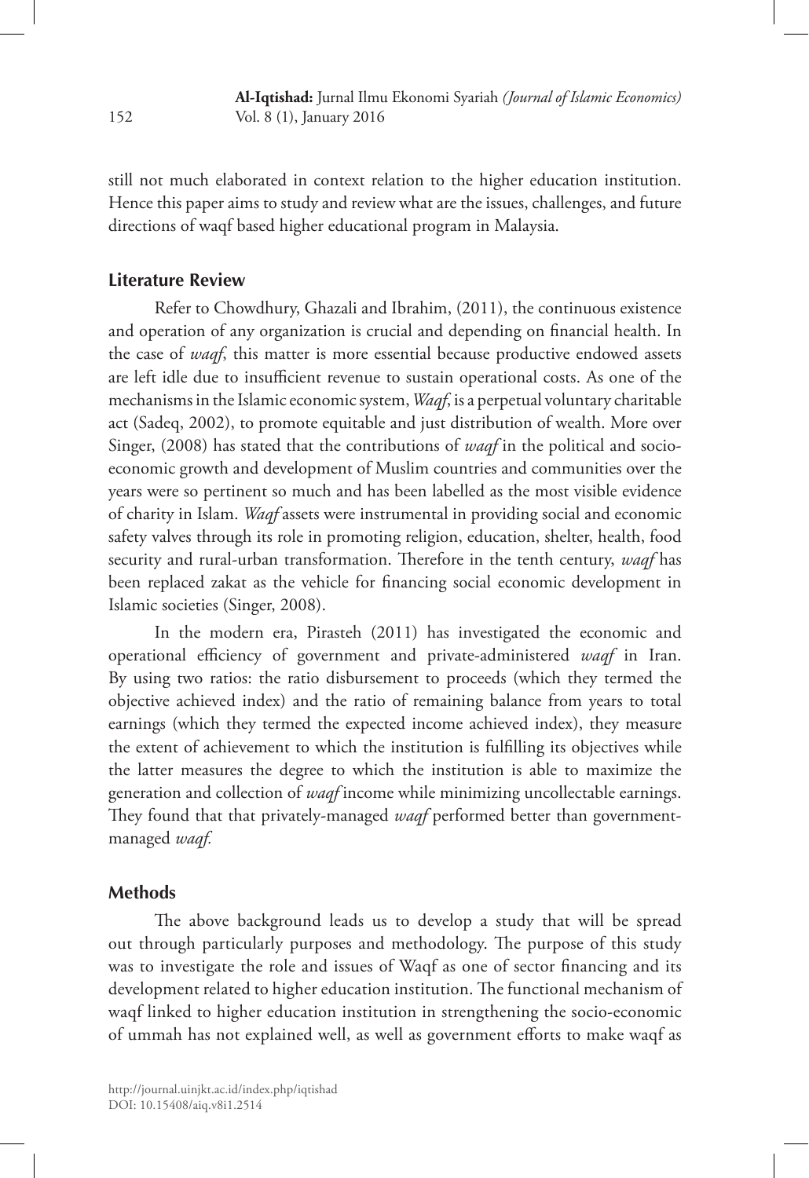still not much elaborated in context relation to the higher education institution. Hence this paper aims to study and review what are the issues, challenges, and future directions of waqf based higher educational program in Malaysia.

## Literature Review

Refer to Chowdhury, Ghazali and Ibrahim, (2011), the continuous existence and operation of any organization is crucial and depending on financial health. In the case of *waqf*, this matter is more essential because productive endowed assets are left idle due to insufficient revenue to sustain operational costs. As one of the mechanisms in the Islamic economic system, *Waqf*, is a perpetual voluntary charitable act (Sadeq, 2002), to promote equitable and just distribution of wealth. More over Singer, (2008) has stated that the contributions of *waqf* in the political and socio-economic growth and development of Muslim countries and communities over the years were so pertinent so much and has been labelled as the most visible evidence of charity in Islam. *Waqf* assets were instrumental in providing social and economic safety valves through its role in promoting religion, education, shelter, health, food security and rural-urban transformation. Therefore in the tenth century, *waqf* has been replaced zakat as the vehicle for financing social economic development in Islamic societies (Singer, 2008).

In the modern era, Pirasteh (2011) has investigated the economic and operational efficiency of government and private-administered *waqf* in Iran. By using two ratios: the ratio disbursement to proceeds (which they termed the objective achieved index) and the ratio of remaining balance from years to total earnings (which they termed the expected income achieved index), they measure the extent of achievement to which the institution is fulfilling its objectives while the latter measures the degree to which the institution is able to maximize the generation and collection of *waqf* income while minimizing uncollectable earnings. They found that that privately-managed *waqf* performed better than government-managed *waqf.*

## Methods

The above background leads us to develop a study that will be spread out through particularly purposes and methodology. The purpose of this study was to investigate the role and issues of Waqf as one of sector financing and its development related to higher education institution. The functional mechanism of waqf linked to higher education institution in strengthening the socio-economic of ummah has not explained well, as well as government efforts to make waqf as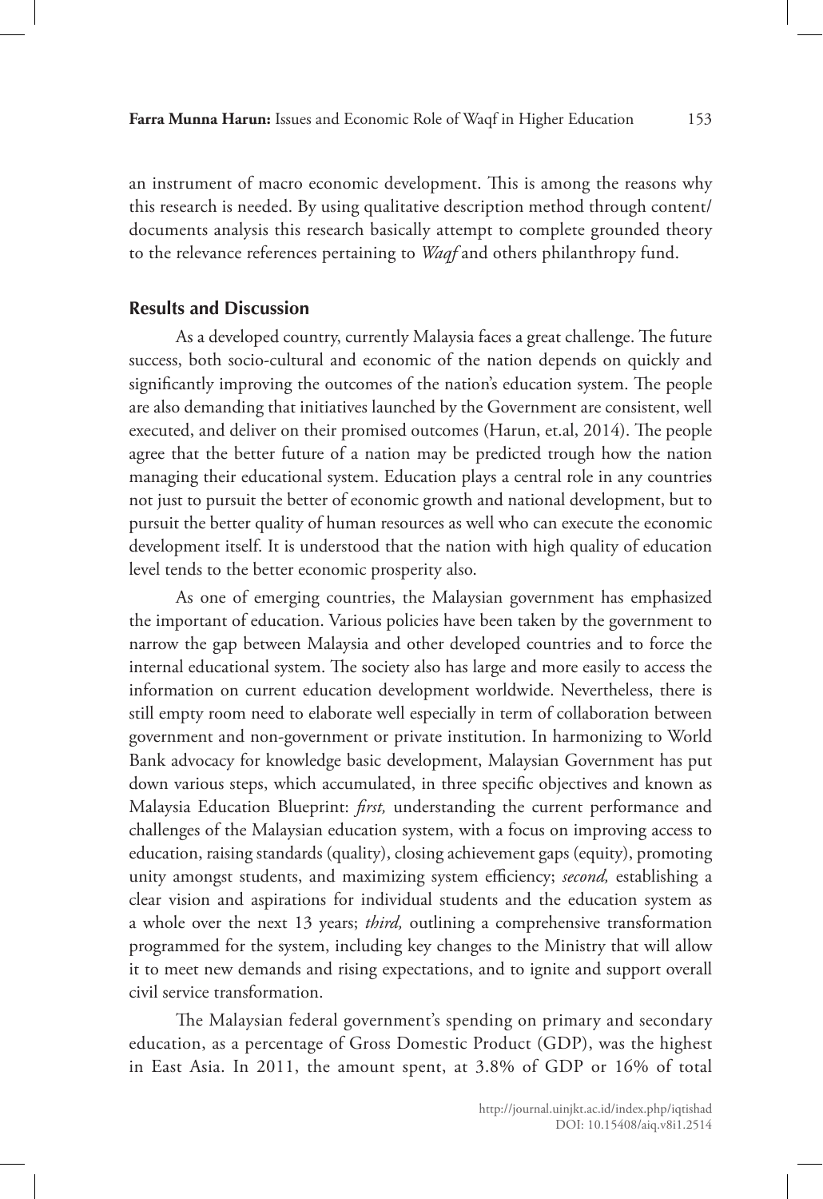an instrument of macro economic development. This is among the reasons why this research is needed. By using qualitative description method through content/ documents analysis this research basically attempt to complete grounded theory to the relevance references pertaining to *Waqf* and others philanthropy fund.

## Results and Discussion

As a developed country, currently Malaysia faces a great challenge. The future success, both socio-cultural and economic of the nation depends on quickly and significantly improving the outcomes of the nation's education system. The people are also demanding that initiatives launched by the Government are consistent, well executed, and deliver on their promised outcomes (Harun, et.al, 2014). The people agree that the better future of a nation may be predicted trough how the nation managing their educational system. Education plays a central role in any countries not just to pursuit the better of economic growth and national development, but to pursuit the better quality of human resources as well who can execute the economic development itself. It is understood that the nation with high quality of education level tends to the better economic prosperity also.

As one of emerging countries, the Malaysian government has emphasized the important of education. Various policies have been taken by the government to narrow the gap between Malaysia and other developed countries and to force the internal educational system. The society also has large and more easily to access the information on current education development worldwide. Nevertheless, there is still empty room need to elaborate well especially in term of collaboration between government and non-government or private institution. In harmonizing to World Bank advocacy for knowledge basic development, Malaysian Government has put down various steps, which accumulated, in three specific objectives and known as Malaysia Education Blueprint: *first,* understanding the current performance and challenges of the Malaysian education system, with a focus on improving access to education, raising standards (quality), closing achievement gaps (equity), promoting unity amongst students, and maximizing system efficiency; *second,* establishing a clear vision and aspirations for individual students and the education system as a whole over the next 13 years; *third,* outlining a comprehensive transformation programmed for the system, including key changes to the Ministry that will allow it to meet new demands and rising expectations, and to ignite and support overall civil service transformation.

The Malaysian federal government's spending on primary and secondary education, as a percentage of Gross Domestic Product (GDP), was the highest in East Asia. In 2011, the amount spent, at 3.8% of GDP or 16% of total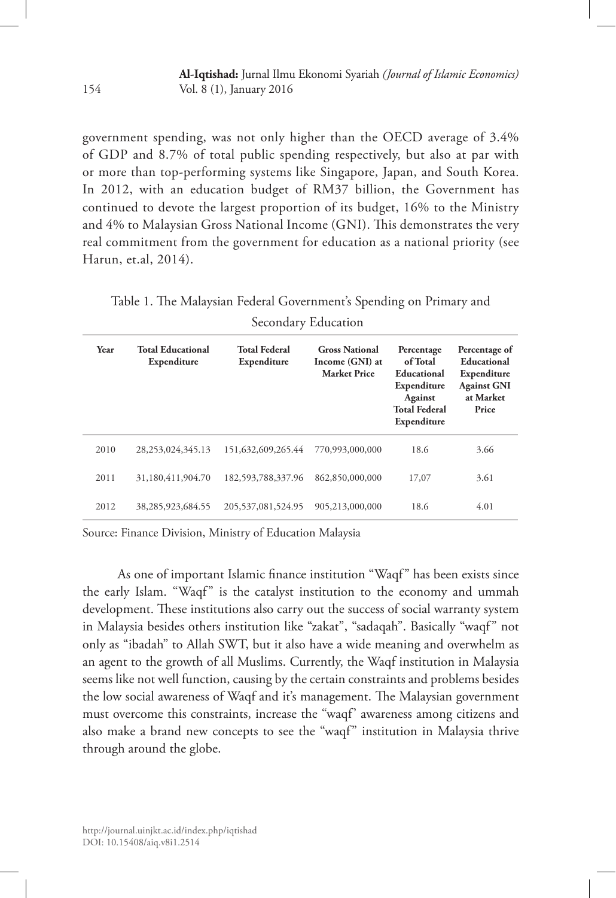government spending, was not only higher than the OECD average of 3.4% of GDP and 8.7% of total public spending respectively, but also at par with or more than top-performing systems like Singapore, Japan, and South Korea. In 2012, with an education budget of RM37 billion, the Government has continued to devote the largest proportion of its budget, 16% to the Ministry and 4% to Malaysian Gross National Income (GNI). This demonstrates the very real commitment from the government for education as a national priority (see Harun, et.al, 2014).

Table 1. The Malaysian Federal Government's Spending on Primary and Secondary Education

| Year | Total Educational Expenditure | Total Federal Expenditure | Gross National Income (GNI) at Market Price | Percentage of Total Educational Expenditure Against Total Federal Expenditure | Percentage of Educational Expenditure Against GNI at Market Price |
|---|---|---|---|---|---|
| 2010 | 28,253,024,345.13 | 151,632,609,265.44 | 770,993,000,000 | 18.6 | 3.66 |
| 2011 | 31,180,411,904.70 | 182,593,788,337.96 | 862,850,000,000 | 17,07 | 3.61 |
| 2012 | 38,285,923,684.55 | 205,537,081,524.95 | 905,213,000,000 | 18.6 | 4.01 |

Source: Finance Division, Ministry of Education Malaysia

As one of important Islamic finance institution "Waqf" has been exists since the early Islam. "Waqf" is the catalyst institution to the economy and ummah development. These institutions also carry out the success of social warranty system in Malaysia besides others institution like "zakat", "sadaqah". Basically "waqf" not only as "ibadah" to Allah SWT, but it also have a wide meaning and overwhelm as an agent to the growth of all Muslims. Currently, the Waqf institution in Malaysia seems like not well function, causing by the certain constraints and problems besides the low social awareness of Waqf and it's management. The Malaysian government must overcome this constraints, increase the "waqf' awareness among citizens and also make a brand new concepts to see the "waqf" institution in Malaysia thrive through around the globe.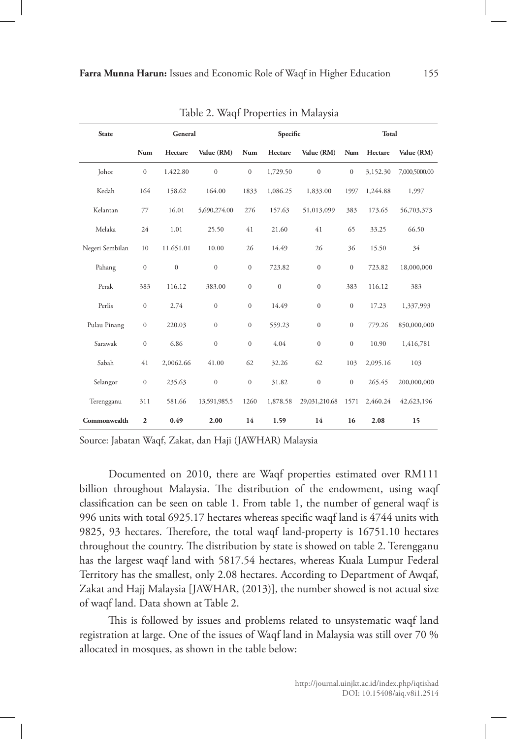Table 2. Waqf Properties in Malaysia

| State | General | | | Specific | | | Total | | |
|---|---|---|---|---|---|---|---|---|---|
| | Num | Hectare | Value (RM) | Num | Hectare | Value (RM) | Num | Hectare | Value (RM) |
| Johor | 0 | 1.422.80 | 0 | 0 | 1,729.50 | 0 | 0 | 3,152.30 | 7,000,5000.00 |
| Kedah | 164 | 158.62 | 164.00 | 1833 | 1,086.25 | 1,833.00 | 1997 | 1,244.88 | 1,997 |
| Kelantan | 77 | 16.01 | 5,690,274.00 | 276 | 157.63 | 51,013,099 | 383 | 173.65 | 56,703,373 |
| Melaka | 24 | 1.01 | 25.50 | 41 | 21.60 | 41 | 65 | 33.25 | 66.50 |
| Negeri Sembilan | 10 | 11.651.01 | 10.00 | 26 | 14.49 | 26 | 36 | 15.50 | 34 |
| Pahang | 0 | 0 | 0 | 0 | 723.82 | 0 | 0 | 723.82 | 18,000,000 |
| Perak | 383 | 116.12 | 383.00 | 0 | 0 | 0 | 383 | 116.12 | 383 |
| Perlis | 0 | 2.74 | 0 | 0 | 14.49 | 0 | 0 | 17.23 | 1,337,993 |
| Pulau Pinang | 0 | 220.03 | 0 | 0 | 559.23 | 0 | 0 | 779.26 | 850,000,000 |
| Sarawak | 0 | 6.86 | 0 | 0 | 4.04 | 0 | 0 | 10.90 | 1,416,781 |
| Sabah | 41 | 2,0062.66 | 41.00 | 62 | 32.26 | 62 | 103 | 2,095.16 | 103 |
| Selangor | 0 | 235.63 | 0 | 0 | 31.82 | 0 | 0 | 265.45 | 200,000,000 |
| Terengganu | 311 | 581.66 | 13,591,985.5 | 1260 | 1,878.58 | 29,031,210.68 | 1571 | 2,460.24 | 42,623,196 |
| **Commonwealth** | **2** | **0.49** | **2.00** | **14** | **1.59** | **14** | **16** | **2.08** | **15** |

Source: Jabatan Waqf, Zakat, dan Haji (JAWHAR) Malaysia

Documented on 2010, there are Waqf properties estimated over RM111 billion throughout Malaysia. The distribution of the endowment, using waqf classification can be seen on table 1. From table 1, the number of general waqf is 996 units with total 6925.17 hectares whereas specific waqf land is 4744 units with 9825, 93 hectares. Therefore, the total waqf land-property is 16751.10 hectares throughout the country. The distribution by state is showed on table 2. Terengganu has the largest waqf land with 5817.54 hectares, whereas Kuala Lumpur Federal Territory has the smallest, only 2.08 hectares. According to Department of Awqaf, Zakat and Hajj Malaysia [JAWHAR, (2013)], the number showed is not actual size of waqf land. Data shown at Table 2.

This is followed by issues and problems related to unsystematic waqf land registration at large. One of the issues of Waqf land in Malaysia was still over 70 % allocated in mosques, as shown in the table below: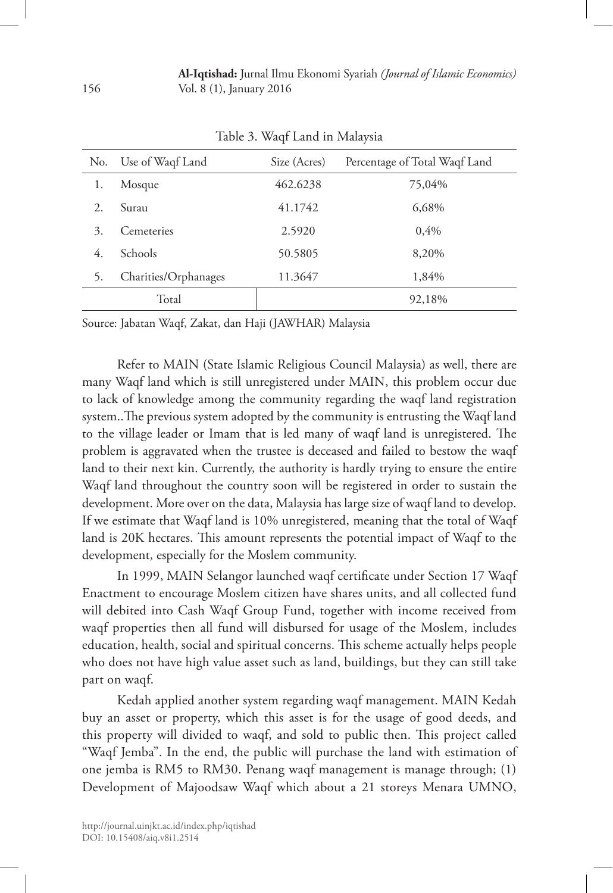Table 3. Waqf Land in Malaysia

| No. | Use of Waqf Land | Size (Acres) | Percentage of Total Waqf Land |
|---|---|---|---|
| 1. | Mosque | 462.6238 | 75,04% |
| 2. | Surau | 41.1742 | 6,68% |
| 3. | Cemeteries | 2.5920 | 0,4% |
| 4. | Schools | 50.5805 | 8,20% |
| 5. | Charities/Orphanages | 11.3647 | 1,84% |
| | Total | | 92,18% |

Source: Jabatan Waqf, Zakat, dan Haji (JAWHAR) Malaysia

Refer to MAIN (State Islamic Religious Council Malaysia) as well, there are many Waqf land which is still unregistered under MAIN, this problem occur due to lack of knowledge among the community regarding the waqf land registration system..The previous system adopted by the community is entrusting the Waqf land to the village leader or Imam that is led many of waqf land is unregistered. The problem is aggravated when the trustee is deceased and failed to bestow the waqf land to their next kin. Currently, the authority is hardly trying to ensure the entire Waqf land throughout the country soon will be registered in order to sustain the development. More over on the data, Malaysia has large size of waqf land to develop. If we estimate that Waqf land is 10% unregistered, meaning that the total of Waqf land is 20K hectares. This amount represents the potential impact of Waqf to the development, especially for the Moslem community.

In 1999, MAIN Selangor launched waqf certificate under Section 17 Waqf Enactment to encourage Moslem citizen have shares units, and all collected fund will debited into Cash Waqf Group Fund, together with income received from waqf properties then all fund will disbursed for usage of the Moslem, includes education, health, social and spiritual concerns. This scheme actually helps people who does not have high value asset such as land, buildings, but they can still take part on waqf.

Kedah applied another system regarding waqf management. MAIN Kedah buy an asset or property, which this asset is for the usage of good deeds, and this property will divided to waqf, and sold to public then. This project called "Waqf Jemba". In the end, the public will purchase the land with estimation of one jemba is RM5 to RM30. Penang waqf management is manage through; (1) Development of Majoodsaw Waqf which about a 21 storeys Menara UMNO,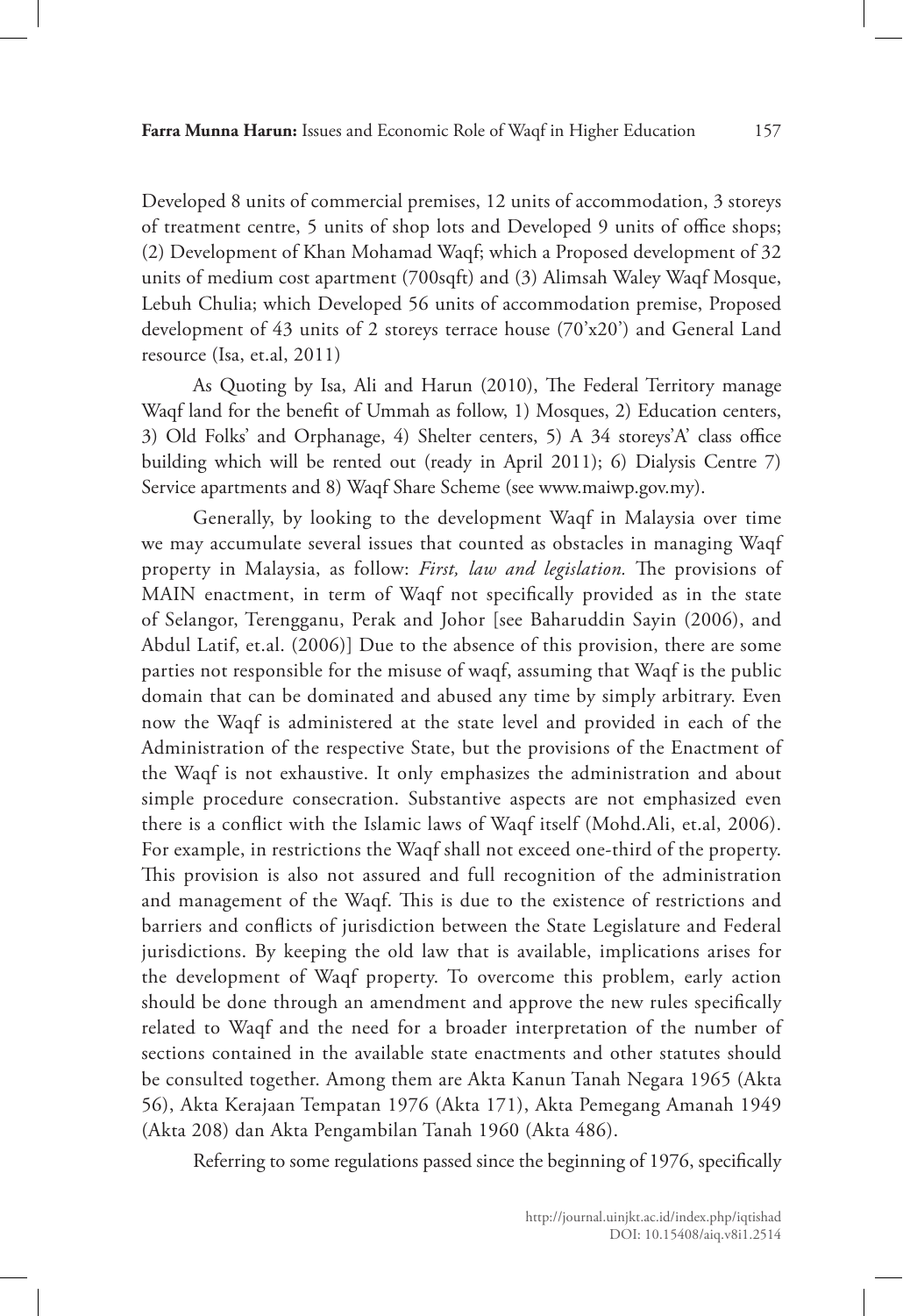Developed 8 units of commercial premises, 12 units of accommodation, 3 storeys of treatment centre, 5 units of shop lots and Developed 9 units of office shops; (2) Development of Khan Mohamad Waqf; which a Proposed development of 32 units of medium cost apartment (700sqft) and (3) Alimsah Waley Waqf Mosque, Lebuh Chulia; which Developed 56 units of accommodation premise, Proposed development of 43 units of 2 storeys terrace house (70'x20') and General Land resource (Isa, et.al, 2011)

As Quoting by Isa, Ali and Harun (2010), The Federal Territory manage Waqf land for the benefit of Ummah as follow, 1) Mosques, 2) Education centers, 3) Old Folks' and Orphanage, 4) Shelter centers, 5) A 34 storeys'A' class office building which will be rented out (ready in April 2011); 6) Dialysis Centre 7) Service apartments and 8) Waqf Share Scheme (see www.maiwp.gov.my).

Generally, by looking to the development Waqf in Malaysia over time we may accumulate several issues that counted as obstacles in managing Waqf property in Malaysia, as follow: *First, law and legislation.* The provisions of MAIN enactment, in term of Waqf not specifically provided as in the state of Selangor, Terengganu, Perak and Johor [see Baharuddin Sayin (2006), and Abdul Latif, et.al. (2006)] Due to the absence of this provision, there are some parties not responsible for the misuse of waqf, assuming that Waqf is the public domain that can be dominated and abused any time by simply arbitrary. Even now the Waqf is administered at the state level and provided in each of the Administration of the respective State, but the provisions of the Enactment of the Waqf is not exhaustive. It only emphasizes the administration and about simple procedure consecration. Substantive aspects are not emphasized even there is a conflict with the Islamic laws of Waqf itself (Mohd.Ali, et.al, 2006). For example, in restrictions the Waqf shall not exceed one-third of the property. This provision is also not assured and full recognition of the administration and management of the Waqf. This is due to the existence of restrictions and barriers and conflicts of jurisdiction between the State Legislature and Federal jurisdictions. By keeping the old law that is available, implications arises for the development of Waqf property. To overcome this problem, early action should be done through an amendment and approve the new rules specifically related to Waqf and the need for a broader interpretation of the number of sections contained in the available state enactments and other statutes should be consulted together. Among them are Akta Kanun Tanah Negara 1965 (Akta 56), Akta Kerajaan Tempatan 1976 (Akta 171), Akta Pemegang Amanah 1949 (Akta 208) dan Akta Pengambilan Tanah 1960 (Akta 486).

Referring to some regulations passed since the beginning of 1976, specifically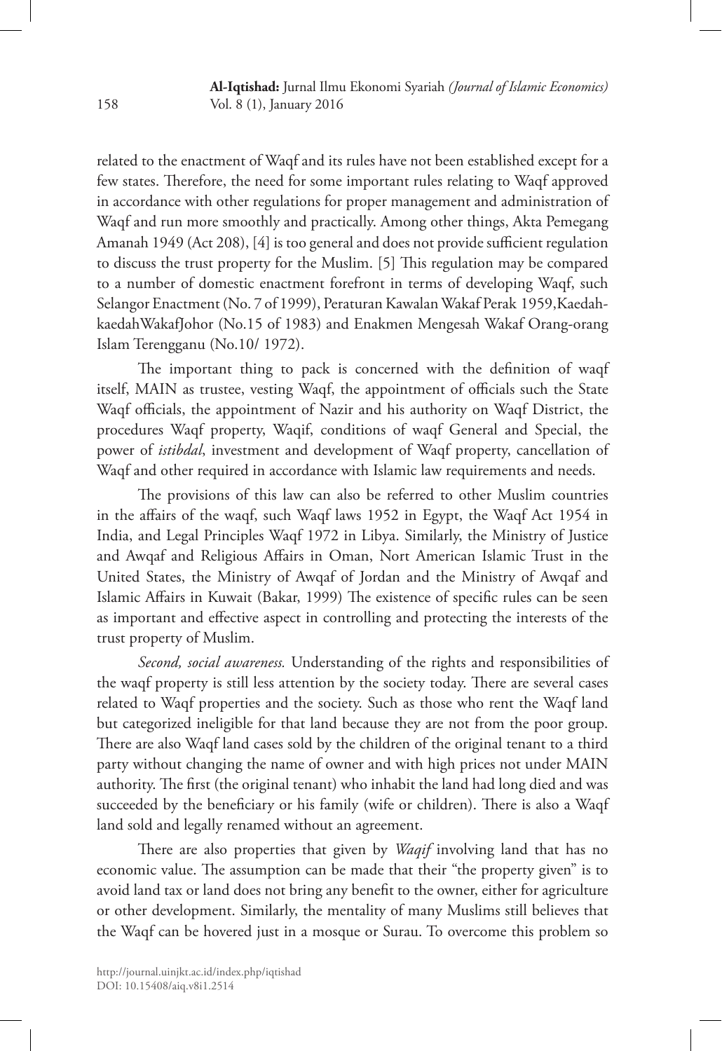related to the enactment of Waqf and its rules have not been established except for a few states. Therefore, the need for some important rules relating to Waqf approved in accordance with other regulations for proper management and administration of Waqf and run more smoothly and practically. Among other things, Akta Pemegang Amanah 1949 (Act 208), [4] is too general and does not provide sufficient regulation to discuss the trust property for the Muslim. [5] This regulation may be compared to a number of domestic enactment forefront in terms of developing Waqf, such Selangor Enactment (No. 7 of 1999), Peraturan Kawalan Wakaf Perak 1959,Kaedah-kaedahWakafJohor (No.15 of 1983) and Enakmen Mengesah Wakaf Orang-orang Islam Terengganu (No.10/ 1972).

The important thing to pack is concerned with the definition of waqf itself, MAIN as trustee, vesting Waqf, the appointment of officials such the State Waqf officials, the appointment of Nazir and his authority on Waqf District, the procedures Waqf property, Waqif, conditions of waqf General and Special, the power of *istibdal*, investment and development of Waqf property, cancellation of Waqf and other required in accordance with Islamic law requirements and needs.

The provisions of this law can also be referred to other Muslim countries in the affairs of the waqf, such Waqf laws 1952 in Egypt, the Waqf Act 1954 in India, and Legal Principles Waqf 1972 in Libya. Similarly, the Ministry of Justice and Awqaf and Religious Affairs in Oman, Nort American Islamic Trust in the United States, the Ministry of Awqaf of Jordan and the Ministry of Awqaf and Islamic Affairs in Kuwait (Bakar, 1999) The existence of specific rules can be seen as important and effective aspect in controlling and protecting the interests of the trust property of Muslim.

*Second, social awareness.* Understanding of the rights and responsibilities of the waqf property is still less attention by the society today. There are several cases related to Waqf properties and the society. Such as those who rent the Waqf land but categorized ineligible for that land because they are not from the poor group. There are also Waqf land cases sold by the children of the original tenant to a third party without changing the name of owner and with high prices not under MAIN authority. The first (the original tenant) who inhabit the land had long died and was succeeded by the beneficiary or his family (wife or children). There is also a Waqf land sold and legally renamed without an agreement.

There are also properties that given by *Waqif* involving land that has no economic value. The assumption can be made that their "the property given" is to avoid land tax or land does not bring any benefit to the owner, either for agriculture or other development. Similarly, the mentality of many Muslims still believes that the Waqf can be hovered just in a mosque or Surau. To overcome this problem so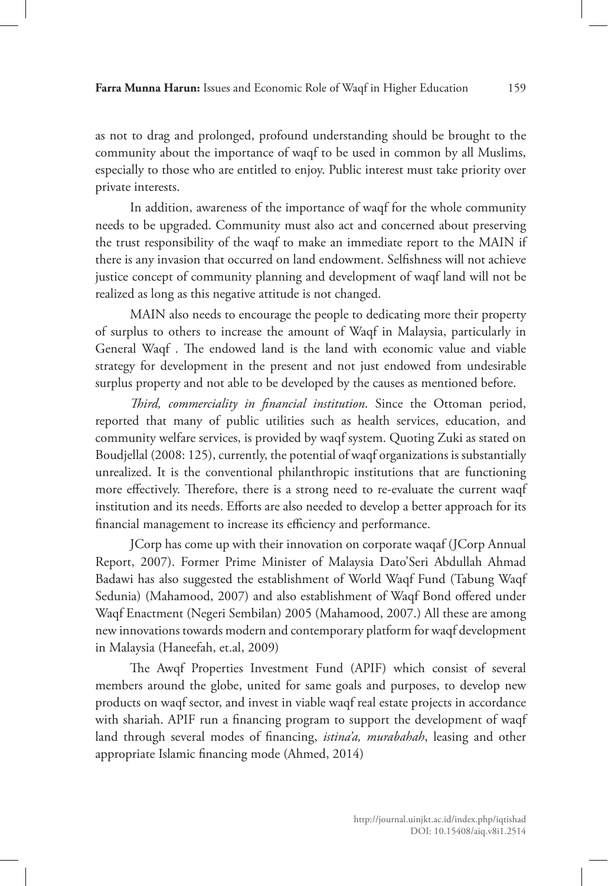as not to drag and prolonged, profound understanding should be brought to the community about the importance of waqf to be used in common by all Muslims, especially to those who are entitled to enjoy. Public interest must take priority over private interests.

In addition, awareness of the importance of waqf for the whole community needs to be upgraded. Community must also act and concerned about preserving the trust responsibility of the waqf to make an immediate report to the MAIN if there is any invasion that occurred on land endowment. Selfishness will not achieve justice concept of community planning and development of waqf land will not be realized as long as this negative attitude is not changed.

MAIN also needs to encourage the people to dedicating more their property of surplus to others to increase the amount of Waqf in Malaysia, particularly in General Waqf . The endowed land is the land with economic value and viable strategy for development in the present and not just endowed from undesirable surplus property and not able to be developed by the causes as mentioned before.

*Third, commerciality in financial institution*. Since the Ottoman period, reported that many of public utilities such as health services, education, and community welfare services, is provided by waqf system. Quoting Zuki as stated on Boudjellal (2008: 125), currently, the potential of waqf organizations is substantially unrealized. It is the conventional philanthropic institutions that are functioning more effectively. Therefore, there is a strong need to re-evaluate the current waqf institution and its needs. Efforts are also needed to develop a better approach for its financial management to increase its efficiency and performance.

JCorp has come up with their innovation on corporate waqaf (JCorp Annual Report, 2007). Former Prime Minister of Malaysia Dato'Seri Abdullah Ahmad Badawi has also suggested the establishment of World Waqf Fund (Tabung Waqf Sedunia) (Mahamood, 2007) and also establishment of Waqf Bond offered under Waqf Enactment (Negeri Sembilan) 2005 (Mahamood, 2007.) All these are among new innovations towards modern and contemporary platform for waqf development in Malaysia (Haneefah, et.al, 2009)

The Awqf Properties Investment Fund (APIF) which consist of several members around the globe, united for same goals and purposes, to develop new products on waqf sector, and invest in viable waqf real estate projects in accordance with shariah. APIF run a financing program to support the development of waqf land through several modes of financing, *istina'a, murabahah*, leasing and other appropriate Islamic financing mode (Ahmed, 2014)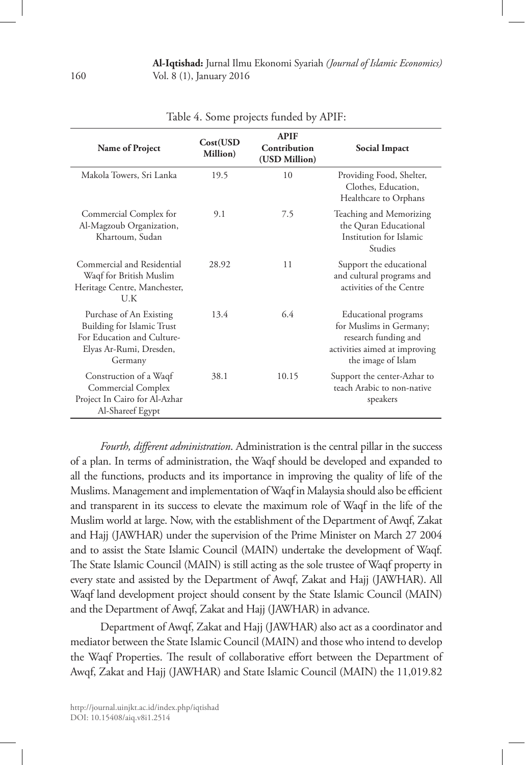Table 4. Some projects funded by APIF:

| Name of Project | Cost(USD Million) | APIF Contribution (USD Million) | Social Impact |
|---|---|---|---|
| Makola Towers, Sri Lanka | 19.5 | 10 | Providing Food, Shelter, Clothes, Education, Healthcare to Orphans |
| Commercial Complex for Al-Magzoub Organization, Khartoum, Sudan | 9.1 | 7.5 | Teaching and Memorizing the Quran Educational Institution for Islamic Studies |
| Commercial and Residential Waqf for British Muslim Heritage Centre, Manchester, U.K | 28.92 | 11 | Support the educational and cultural programs and activities of the Centre |
| Purchase of An Existing Building for Islamic Trust For Education and Culture-Elyas Ar-Rumi, Dresden, Germany | 13.4 | 6.4 | Educational programs for Muslims in Germany; research funding and activities aimed at improving the image of Islam |
| Construction of a Waqf Commercial Complex Project In Cairo for Al-Azhar Al-Shareef Egypt | 38.1 | 10.15 | Support the center-Azhar to teach Arabic to non-native speakers |

*Fourth, different administration*. Administration is the central pillar in the success of a plan. In terms of administration, the Waqf should be developed and expanded to all the functions, products and its importance in improving the quality of life of the Muslims. Management and implementation of Waqf in Malaysia should also be efficient and transparent in its success to elevate the maximum role of Waqf in the life of the Muslim world at large. Now, with the establishment of the Department of Awqf, Zakat and Hajj (JAWHAR) under the supervision of the Prime Minister on March 27 2004 and to assist the State Islamic Council (MAIN) undertake the development of Waqf. The State Islamic Council (MAIN) is still acting as the sole trustee of Waqf property in every state and assisted by the Department of Awqf, Zakat and Hajj (JAWHAR). All Waqf land development project should consent by the State Islamic Council (MAIN) and the Department of Awqf, Zakat and Hajj (JAWHAR) in advance.

Department of Awqf, Zakat and Hajj (JAWHAR) also act as a coordinator and mediator between the State Islamic Council (MAIN) and those who intend to develop the Waqf Properties. The result of collaborative effort between the Department of Awqf, Zakat and Hajj (JAWHAR) and State Islamic Council (MAIN) the 11,019.82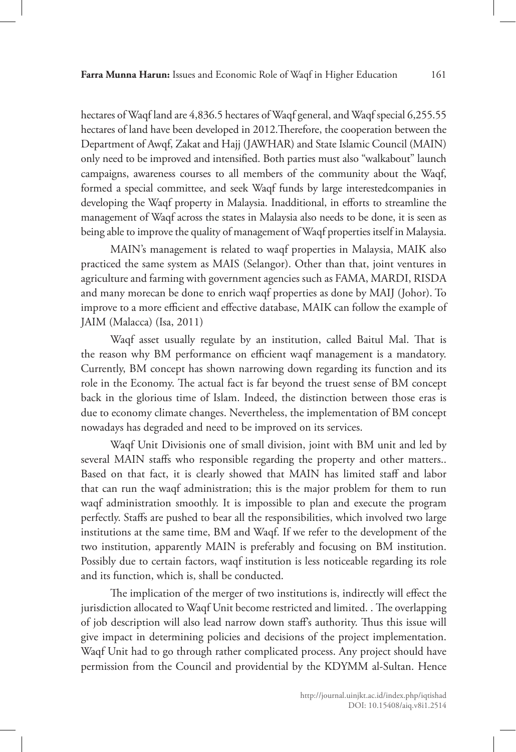hectares of Waqf land are 4,836.5 hectares of Waqf general, and Waqf special 6,255.55 hectares of land have been developed in 2012.Therefore, the cooperation between the Department of Awqf, Zakat and Hajj (JAWHAR) and State Islamic Council (MAIN) only need to be improved and intensified. Both parties must also "walkabout" launch campaigns, awareness courses to all members of the community about the Waqf, formed a special committee, and seek Waqf funds by large interestedcompanies in developing the Waqf property in Malaysia. Inadditional, in efforts to streamline the management of Waqf across the states in Malaysia also needs to be done, it is seen as being able to improve the quality of management of Waqf properties itself in Malaysia.

MAIN's management is related to waqf properties in Malaysia, MAIK also practiced the same system as MAIS (Selangor). Other than that, joint ventures in agriculture and farming with government agencies such as FAMA, MARDI, RISDA and many morecan be done to enrich waqf properties as done by MAIJ (Johor). To improve to a more efficient and effective database, MAIK can follow the example of JAIM (Malacca) (Isa, 2011)

Waqf asset usually regulate by an institution, called Baitul Mal. That is the reason why BM performance on efficient waqf management is a mandatory. Currently, BM concept has shown narrowing down regarding its function and its role in the Economy. The actual fact is far beyond the truest sense of BM concept back in the glorious time of Islam. Indeed, the distinction between those eras is due to economy climate changes. Nevertheless, the implementation of BM concept nowadays has degraded and need to be improved on its services.

Waqf Unit Divisionis one of small division, joint with BM unit and led by several MAIN staffs who responsible regarding the property and other matters.. Based on that fact, it is clearly showed that MAIN has limited staff and labor that can run the waqf administration; this is the major problem for them to run waqf administration smoothly. It is impossible to plan and execute the program perfectly. Staffs are pushed to bear all the responsibilities, which involved two large institutions at the same time, BM and Waqf. If we refer to the development of the two institution, apparently MAIN is preferably and focusing on BM institution. Possibly due to certain factors, waqf institution is less noticeable regarding its role and its function, which is, shall be conducted.

The implication of the merger of two institutions is, indirectly will effect the jurisdiction allocated to Waqf Unit become restricted and limited. . The overlapping of job description will also lead narrow down staff's authority. Thus this issue will give impact in determining policies and decisions of the project implementation. Waqf Unit had to go through rather complicated process. Any project should have permission from the Council and providential by the KDYMM al-Sultan. Hence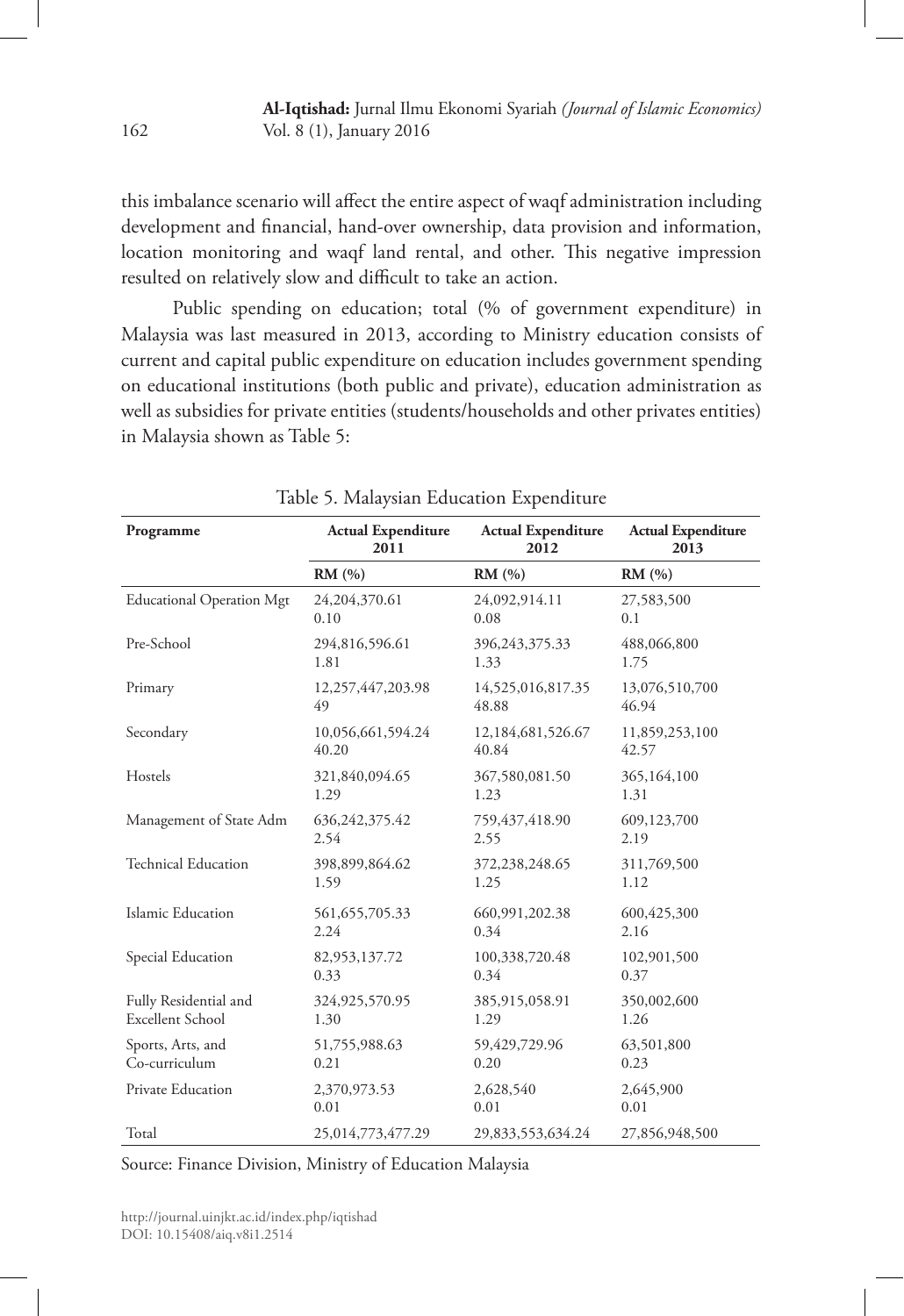this imbalance scenario will affect the entire aspect of waqf administration including development and financial, hand-over ownership, data provision and information, location monitoring and waqf land rental, and other. This negative impression resulted on relatively slow and difficult to take an action.

Public spending on education; total (% of government expenditure) in Malaysia was last measured in 2013, according to Ministry education consists of current and capital public expenditure on education includes government spending on educational institutions (both public and private), education administration as well as subsidies for private entities (students/households and other privates entities) in Malaysia shown as Table 5:

Table 5. Malaysian Education Expenditure

| Programme | Actual Expenditure 2011 | Actual Expenditure 2012 | Actual Expenditure 2013 |
|---|---|---|---|
| | RM (%) | RM (%) | RM (%) |
| Educational Operation Mgt | 24,204,370.61<br>0.10 | 24,092,914.11<br>0.08 | 27,583,500<br>0.1 |
| Pre-School | 294,816,596.61<br>1.81 | 396,243,375.33<br>1.33 | 488,066,800<br>1.75 |
| Primary | 12,257,447,203.98<br>49 | 14,525,016,817.35<br>48.88 | 13,076,510,700<br>46.94 |
| Secondary | 10,056,661,594.24<br>40.20 | 12,184,681,526.67<br>40.84 | 11,859,253,100<br>42.57 |
| Hostels | 321,840,094.65<br>1.29 | 367,580,081.50<br>1.23 | 365,164,100<br>1.31 |
| Management of State Adm | 636,242,375.42<br>2.54 | 759,437,418.90<br>2.55 | 609,123,700<br>2.19 |
| Technical Education | 398,899,864.62<br>1.59 | 372,238,248.65<br>1.25 | 311,769,500<br>1.12 |
| Islamic Education | 561,655,705.33<br>2.24 | 660,991,202.38<br>0.34 | 600,425,300<br>2.16 |
| Special Education | 82,953,137.72<br>0.33 | 100,338,720.48<br>0.34 | 102,901,500<br>0.37 |
| Fully Residential and Excellent School | 324,925,570.95<br>1.30 | 385,915,058.91<br>1.29 | 350,002,600<br>1.26 |
| Sports, Arts, and Co-curriculum | 51,755,988.63<br>0.21 | 59,429,729.96<br>0.20 | 63,501,800<br>0.23 |
| Private Education | 2,370,973.53<br>0.01 | 2,628,540<br>0.01 | 2,645,900<br>0.01 |
| Total | 25,014,773,477.29 | 29,833,553,634.24 | 27,856,948,500 |

Source: Finance Division, Ministry of Education Malaysia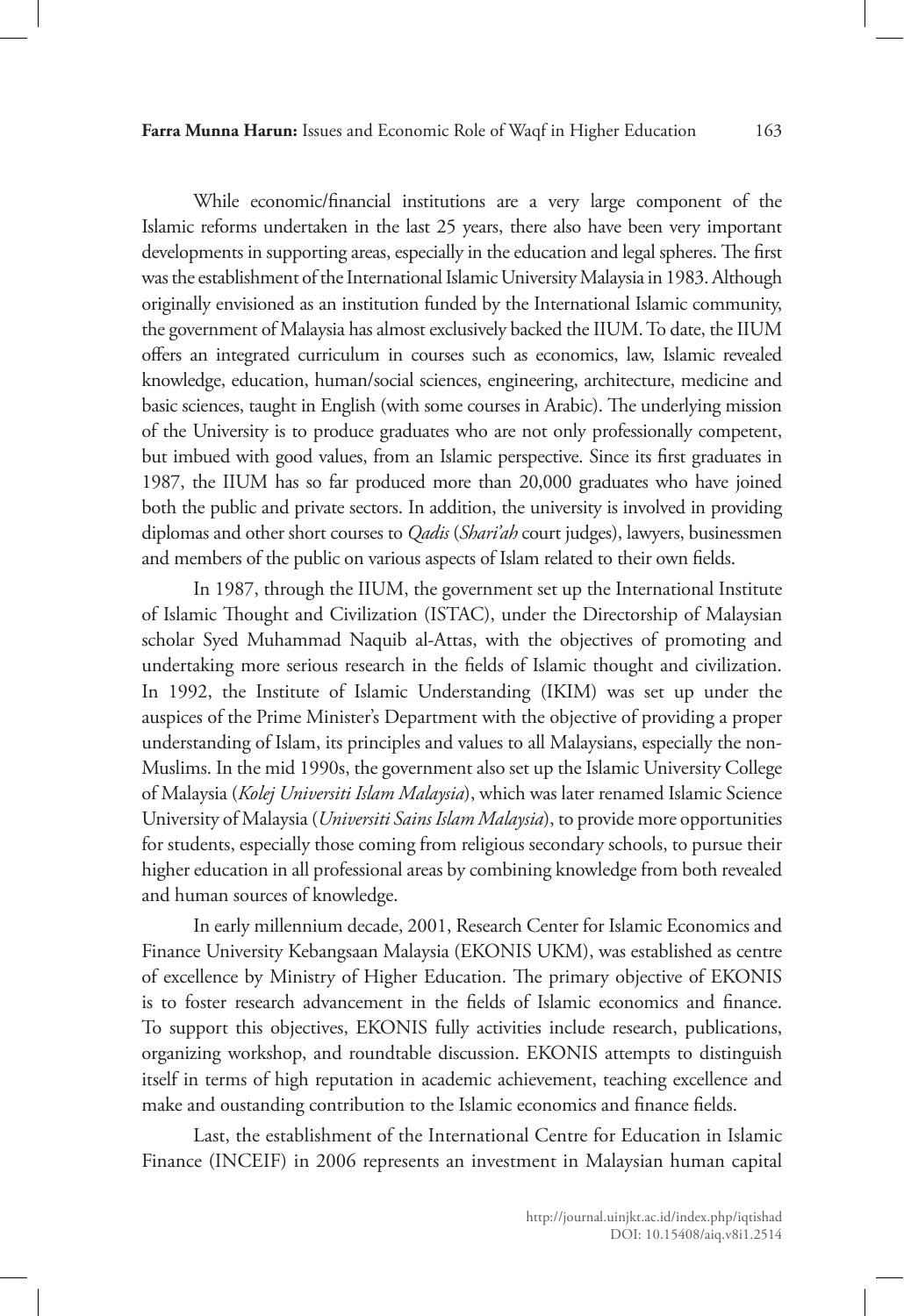While economic/financial institutions are a very large component of the Islamic reforms undertaken in the last 25 years, there also have been very important developments in supporting areas, especially in the education and legal spheres. The first was the establishment of the International Islamic University Malaysia in 1983. Although originally envisioned as an institution funded by the International Islamic community, the government of Malaysia has almost exclusively backed the IIUM. To date, the IIUM offers an integrated curriculum in courses such as economics, law, Islamic revealed knowledge, education, human/social sciences, engineering, architecture, medicine and basic sciences, taught in English (with some courses in Arabic). The underlying mission of the University is to produce graduates who are not only professionally competent, but imbued with good values, from an Islamic perspective. Since its first graduates in 1987, the IIUM has so far produced more than 20,000 graduates who have joined both the public and private sectors. In addition, the university is involved in providing diplomas and other short courses to *Qadis* (*Shari'ah* court judges), lawyers, businessmen and members of the public on various aspects of Islam related to their own fields.

In 1987, through the IIUM, the government set up the International Institute of Islamic Thought and Civilization (ISTAC), under the Directorship of Malaysian scholar Syed Muhammad Naquib al-Attas, with the objectives of promoting and undertaking more serious research in the fields of Islamic thought and civilization. In 1992, the Institute of Islamic Understanding (IKIM) was set up under the auspices of the Prime Minister's Department with the objective of providing a proper understanding of Islam, its principles and values to all Malaysians, especially the non-Muslims. In the mid 1990s, the government also set up the Islamic University College of Malaysia (*Kolej Universiti Islam Malaysia*), which was later renamed Islamic Science University of Malaysia (*Universiti Sains Islam Malaysia*), to provide more opportunities for students, especially those coming from religious secondary schools, to pursue their higher education in all professional areas by combining knowledge from both revealed and human sources of knowledge.

In early millennium decade, 2001, Research Center for Islamic Economics and Finance University Kebangsaan Malaysia (EKONIS UKM), was established as centre of excellence by Ministry of Higher Education. The primary objective of EKONIS is to foster research advancement in the fields of Islamic economics and finance. To support this objectives, EKONIS fully activities include research, publications, organizing workshop, and roundtable discussion. EKONIS attempts to distinguish itself in terms of high reputation in academic achievement, teaching excellence and make and oustanding contribution to the Islamic economics and finance fields.

Last, the establishment of the International Centre for Education in Islamic Finance (INCEIF) in 2006 represents an investment in Malaysian human capital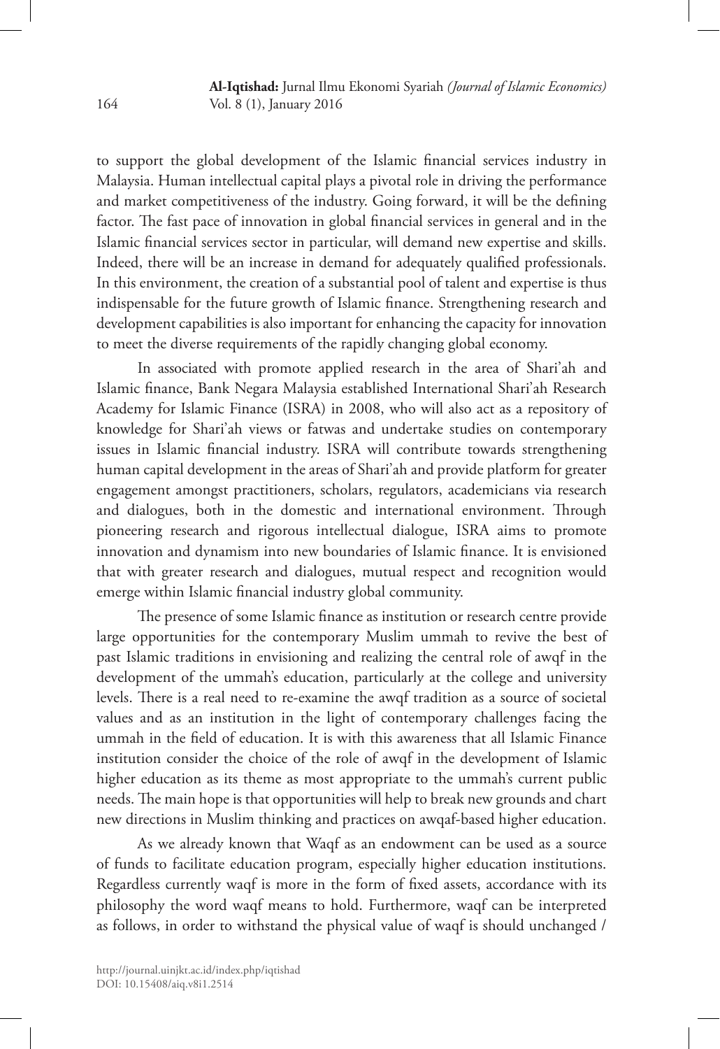to support the global development of the Islamic financial services industry in Malaysia. Human intellectual capital plays a pivotal role in driving the performance and market competitiveness of the industry. Going forward, it will be the defining factor. The fast pace of innovation in global financial services in general and in the Islamic financial services sector in particular, will demand new expertise and skills. Indeed, there will be an increase in demand for adequately qualified professionals. In this environment, the creation of a substantial pool of talent and expertise is thus indispensable for the future growth of Islamic finance. Strengthening research and development capabilities is also important for enhancing the capacity for innovation to meet the diverse requirements of the rapidly changing global economy.

In associated with promote applied research in the area of Shari'ah and Islamic finance, Bank Negara Malaysia established International Shari'ah Research Academy for Islamic Finance (ISRA) in 2008, who will also act as a repository of knowledge for Shari'ah views or fatwas and undertake studies on contemporary issues in Islamic financial industry. ISRA will contribute towards strengthening human capital development in the areas of Shari'ah and provide platform for greater engagement amongst practitioners, scholars, regulators, academicians via research and dialogues, both in the domestic and international environment. Through pioneering research and rigorous intellectual dialogue, ISRA aims to promote innovation and dynamism into new boundaries of Islamic finance. It is envisioned that with greater research and dialogues, mutual respect and recognition would emerge within Islamic financial industry global community.

The presence of some Islamic finance as institution or research centre provide large opportunities for the contemporary Muslim ummah to revive the best of past Islamic traditions in envisioning and realizing the central role of awqf in the development of the ummah's education, particularly at the college and university levels. There is a real need to re-examine the awqf tradition as a source of societal values and as an institution in the light of contemporary challenges facing the ummah in the field of education. It is with this awareness that all Islamic Finance institution consider the choice of the role of awqf in the development of Islamic higher education as its theme as most appropriate to the ummah's current public needs. The main hope is that opportunities will help to break new grounds and chart new directions in Muslim thinking and practices on awqaf-based higher education.

As we already known that Waqf as an endowment can be used as a source of funds to facilitate education program, especially higher education institutions. Regardless currently waqf is more in the form of fixed assets, accordance with its philosophy the word waqf means to hold. Furthermore, waqf can be interpreted as follows, in order to withstand the physical value of waqf is should unchanged /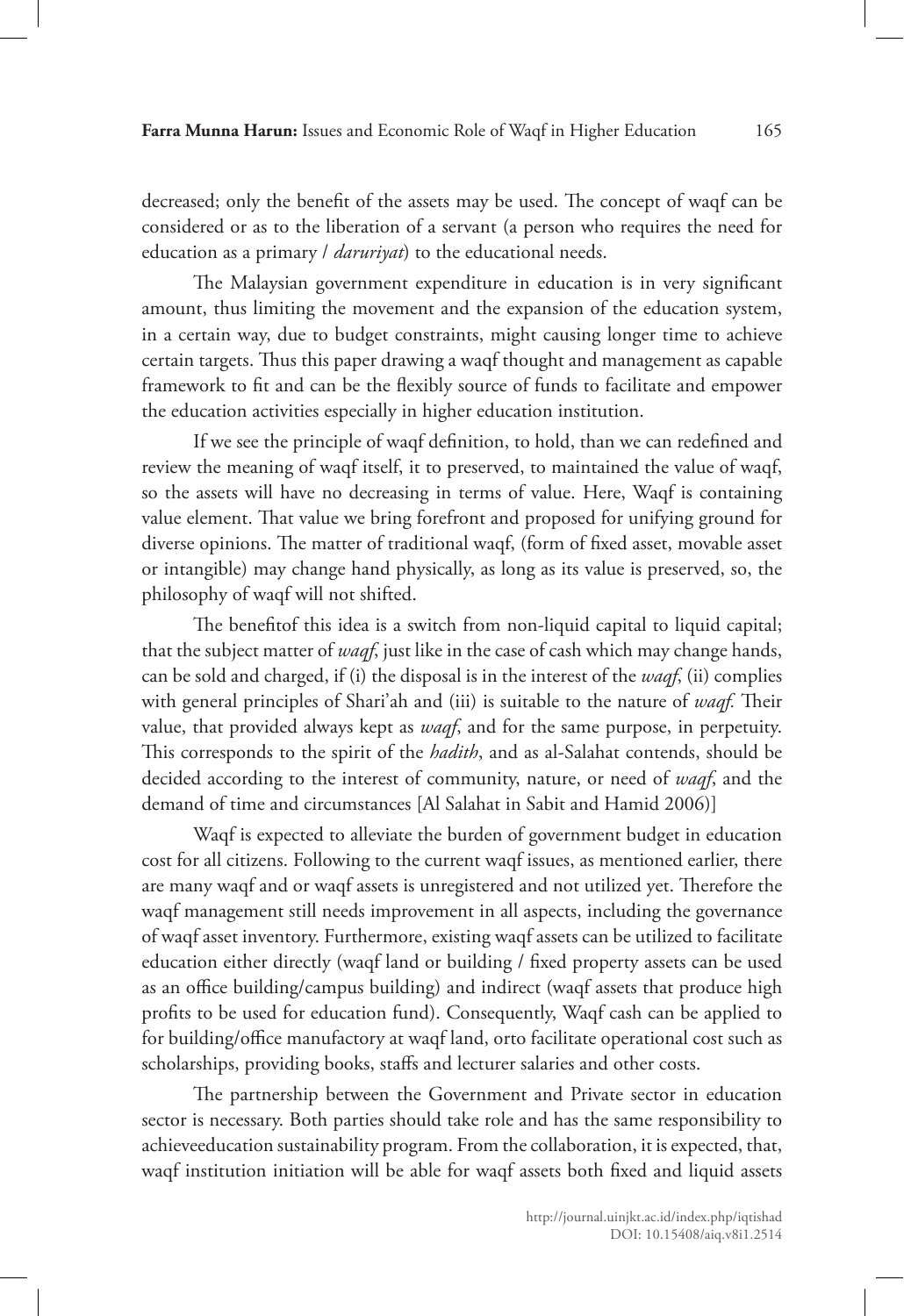decreased; only the benefit of the assets may be used. The concept of waqf can be considered or as to the liberation of a servant (a person who requires the need for education as a primary / *daruriyat*) to the educational needs.

The Malaysian government expenditure in education is in very significant amount, thus limiting the movement and the expansion of the education system, in a certain way, due to budget constraints, might causing longer time to achieve certain targets. Thus this paper drawing a waqf thought and management as capable framework to fit and can be the flexibly source of funds to facilitate and empower the education activities especially in higher education institution.

If we see the principle of waqf definition, to hold, than we can redefined and review the meaning of waqf itself, it to preserved, to maintained the value of waqf, so the assets will have no decreasing in terms of value. Here, Waqf is containing value element. That value we bring forefront and proposed for unifying ground for diverse opinions. The matter of traditional waqf, (form of fixed asset, movable asset or intangible) may change hand physically, as long as its value is preserved, so, the philosophy of waqf will not shifted.

The benefitof this idea is a switch from non-liquid capital to liquid capital; that the subject matter of *waqf*, just like in the case of cash which may change hands, can be sold and charged, if (i) the disposal is in the interest of the *waqf*, (ii) complies with general principles of Shari'ah and (iii) is suitable to the nature of *waqf.* Their value, that provided always kept as *waqf*, and for the same purpose, in perpetuity. This corresponds to the spirit of the *hadith*, and as al-Salahat contends, should be decided according to the interest of community, nature, or need of *waqf*, and the demand of time and circumstances [Al Salahat in Sabit and Hamid 2006)]

Waqf is expected to alleviate the burden of government budget in education cost for all citizens. Following to the current waqf issues, as mentioned earlier, there are many waqf and or waqf assets is unregistered and not utilized yet. Therefore the waqf management still needs improvement in all aspects, including the governance of waqf asset inventory. Furthermore, existing waqf assets can be utilized to facilitate education either directly (waqf land or building / fixed property assets can be used as an office building/campus building) and indirect (waqf assets that produce high profits to be used for education fund). Consequently, Waqf cash can be applied to for building/office manufactory at waqf land, orto facilitate operational cost such as scholarships, providing books, staffs and lecturer salaries and other costs.

The partnership between the Government and Private sector in education sector is necessary. Both parties should take role and has the same responsibility to achieveeducation sustainability program. From the collaboration, it is expected, that, waqf institution initiation will be able for waqf assets both fixed and liquid assets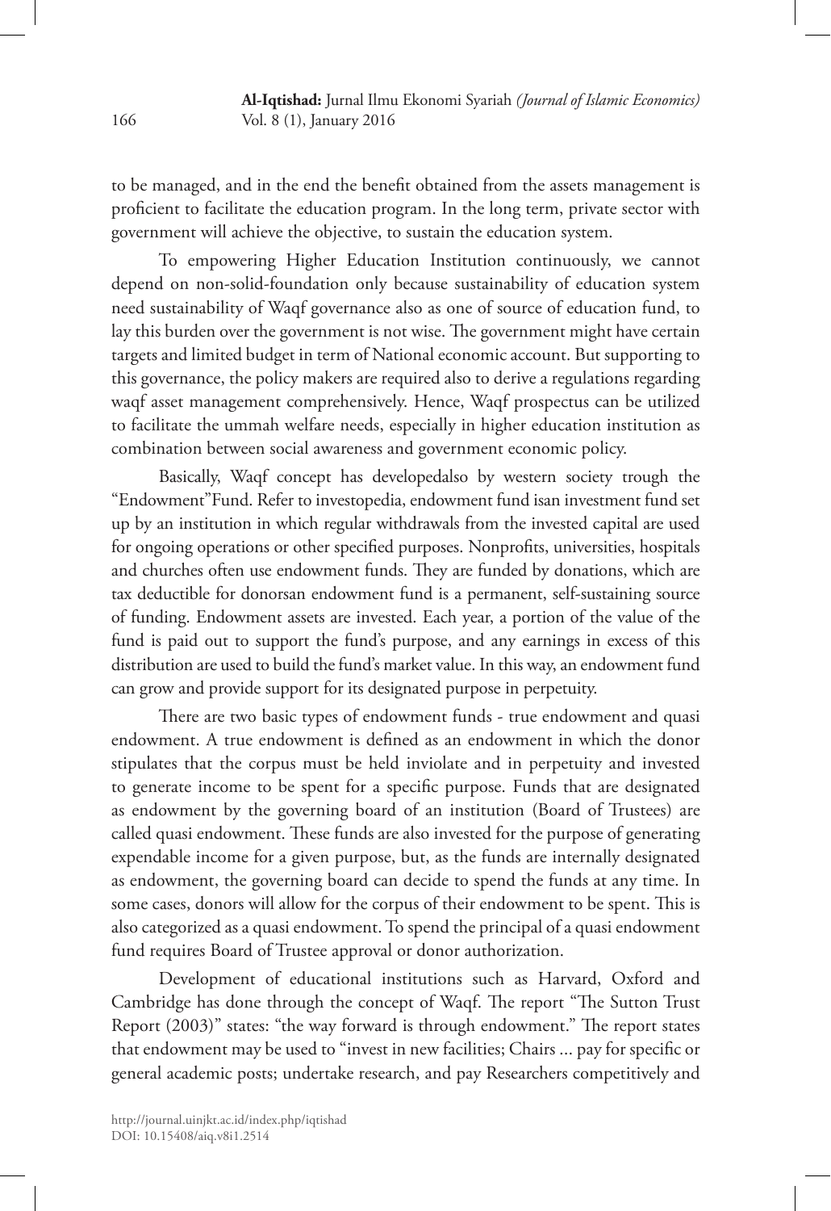to be managed, and in the end the benefit obtained from the assets management is proficient to facilitate the education program. In the long term, private sector with government will achieve the objective, to sustain the education system.

To empowering Higher Education Institution continuously, we cannot depend on non-solid-foundation only because sustainability of education system need sustainability of Waqf governance also as one of source of education fund, to lay this burden over the government is not wise. The government might have certain targets and limited budget in term of National economic account. But supporting to this governance, the policy makers are required also to derive a regulations regarding waqf asset management comprehensively. Hence, Waqf prospectus can be utilized to facilitate the ummah welfare needs, especially in higher education institution as combination between social awareness and government economic policy.

Basically, Waqf concept has developedalso by western society trough the "Endowment"Fund. Refer to investopedia, endowment fund isan investment fund set up by an institution in which regular withdrawals from the invested capital are used for ongoing operations or other specified purposes. Nonprofits, universities, hospitals and churches often use endowment funds. They are funded by donations, which are tax deductible for donorsan endowment fund is a permanent, self-sustaining source of funding. Endowment assets are invested. Each year, a portion of the value of the fund is paid out to support the fund's purpose, and any earnings in excess of this distribution are used to build the fund's market value. In this way, an endowment fund can grow and provide support for its designated purpose in perpetuity.

There are two basic types of endowment funds - true endowment and quasi endowment. A true endowment is defined as an endowment in which the donor stipulates that the corpus must be held inviolate and in perpetuity and invested to generate income to be spent for a specific purpose. Funds that are designated as endowment by the governing board of an institution (Board of Trustees) are called quasi endowment. These funds are also invested for the purpose of generating expendable income for a given purpose, but, as the funds are internally designated as endowment, the governing board can decide to spend the funds at any time. In some cases, donors will allow for the corpus of their endowment to be spent. This is also categorized as a quasi endowment. To spend the principal of a quasi endowment fund requires Board of Trustee approval or donor authorization.

Development of educational institutions such as Harvard, Oxford and Cambridge has done through the concept of Waqf. The report "The Sutton Trust Report (2003)" states: "the way forward is through endowment." The report states that endowment may be used to "invest in new facilities; Chairs ... pay for specific or general academic posts; undertake research, and pay Researchers competitively and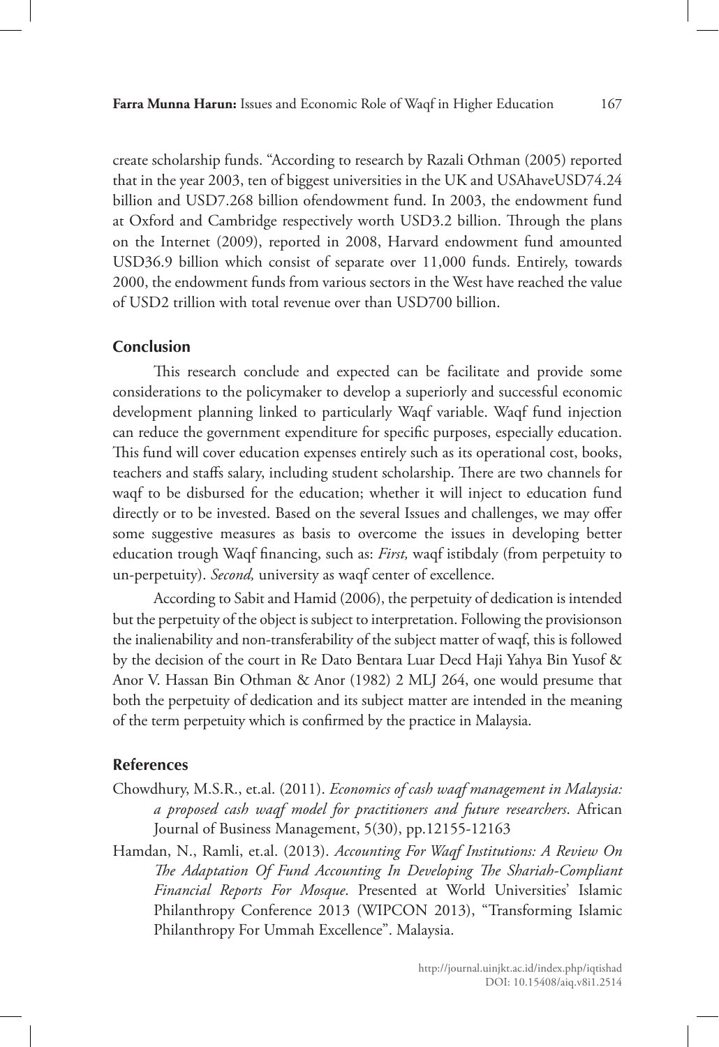create scholarship funds. "According to research by Razali Othman (2005) reported that in the year 2003, ten of biggest universities in the UK and USAhaveUSD74.24 billion and USD7.268 billion ofendowment fund. In 2003, the endowment fund at Oxford and Cambridge respectively worth USD3.2 billion. Through the plans on the Internet (2009), reported in 2008, Harvard endowment fund amounted USD36.9 billion which consist of separate over 11,000 funds. Entirely, towards 2000, the endowment funds from various sectors in the West have reached the value of USD2 trillion with total revenue over than USD700 billion.

## Conclusion

This research conclude and expected can be facilitate and provide some considerations to the policymaker to develop a superiorly and successful economic development planning linked to particularly Waqf variable. Waqf fund injection can reduce the government expenditure for specific purposes, especially education. This fund will cover education expenses entirely such as its operational cost, books, teachers and staffs salary, including student scholarship. There are two channels for waqf to be disbursed for the education; whether it will inject to education fund directly or to be invested. Based on the several Issues and challenges, we may offer some suggestive measures as basis to overcome the issues in developing better education trough Waqf financing, such as: *First,* waqf istibdaly (from perpetuity to un-perpetuity). *Second,* university as waqf center of excellence.

According to Sabit and Hamid (2006), the perpetuity of dedication is intended but the perpetuity of the object is subject to interpretation. Following the provisionson the inalienability and non-transferability of the subject matter of waqf, this is followed by the decision of the court in Re Dato Bentara Luar Decd Haji Yahya Bin Yusof & Anor V. Hassan Bin Othman & Anor (1982) 2 MLJ 264, one would presume that both the perpetuity of dedication and its subject matter are intended in the meaning of the term perpetuity which is confirmed by the practice in Malaysia.

## References

Chowdhury, M.S.R., et.al. (2011). *Economics of cash waqf management in Malaysia: a proposed cash waqf model for practitioners and future researchers*. African Journal of Business Management, 5(30), pp.12155-12163

Hamdan, N., Ramli, et.al. (2013). *Accounting For Waqf Institutions: A Review On The Adaptation Of Fund Accounting In Developing The Shariah-Compliant Financial Reports For Mosque*. Presented at World Universities' Islamic Philanthropy Conference 2013 (WIPCON 2013), "Transforming Islamic Philanthropy For Ummah Excellence". Malaysia.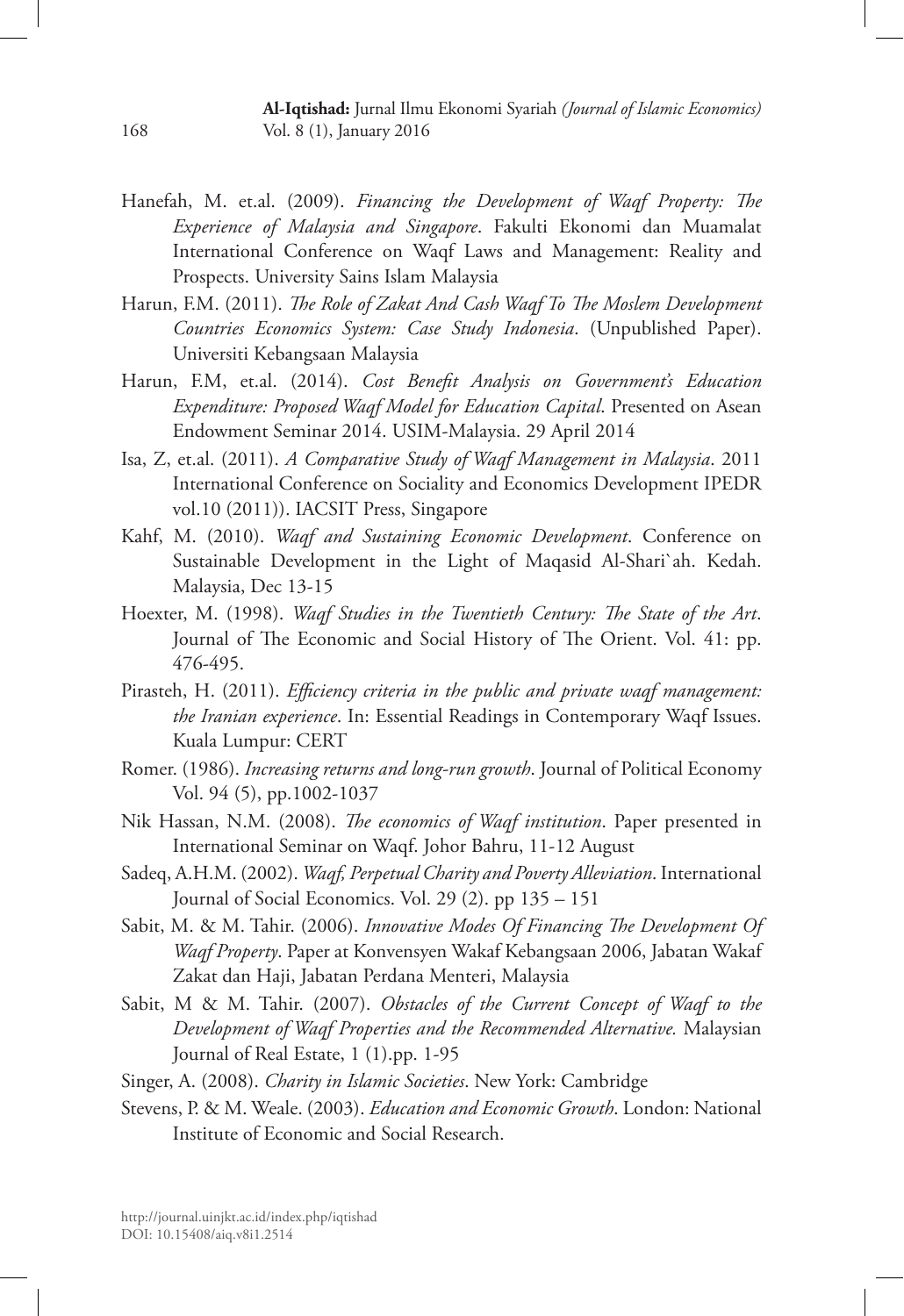Hanefah, M. et.al. (2009). *Financing the Development of Waqf Property: The Experience of Malaysia and Singapore*. Fakulti Ekonomi dan Muamalat International Conference on Waqf Laws and Management: Reality and Prospects. University Sains Islam Malaysia

Harun, F.M. (2011). *The Role of Zakat And Cash Waqf To The Moslem Development Countries Economics System: Case Study Indonesia*. (Unpublished Paper). Universiti Kebangsaan Malaysia

Harun, F.M, et.al. (2014). *Cost Benefit Analysis on Government's Education Expenditure: Proposed Waqf Model for Education Capital*. Presented on Asean Endowment Seminar 2014. USIM-Malaysia. 29 April 2014

Isa, Z, et.al. (2011). *A Comparative Study of Waqf Management in Malaysia*. 2011 International Conference on Sociality and Economics Development IPEDR vol.10 (2011)). IACSIT Press, Singapore

Kahf, M. (2010). *Waqf and Sustaining Economic Development*. Conference on Sustainable Development in the Light of Maqasid Al-Shari`ah. Kedah. Malaysia, Dec 13-15

Hoexter, M. (1998). *Waqf Studies in the Twentieth Century: The State of the Art*. Journal of The Economic and Social History of The Orient. Vol. 41: pp. 476-495.

Pirasteh, H. (2011). *Efficiency criteria in the public and private waqf management: the Iranian experience*. In: Essential Readings in Contemporary Waqf Issues. Kuala Lumpur: CERT

Romer. (1986). *Increasing returns and long-run growth*. Journal of Political Economy Vol. 94 (5), pp.1002-1037

Nik Hassan, N.M. (2008). *The economics of Waqf institution*. Paper presented in International Seminar on Waqf. Johor Bahru, 11-12 August

Sadeq, A.H.M. (2002). *Waqf, Perpetual Charity and Poverty Alleviation*. International Journal of Social Economics. Vol. 29 (2). pp 135 – 151

Sabit, M. & M. Tahir. (2006). *Innovative Modes Of Financing The Development Of Waqf Property*. Paper at Konvensyen Wakaf Kebangsaan 2006, Jabatan Wakaf Zakat dan Haji, Jabatan Perdana Menteri, Malaysia

Sabit, M & M. Tahir. (2007). *Obstacles of the Current Concept of Waqf to the Development of Waqf Properties and the Recommended Alternative.* Malaysian Journal of Real Estate, 1 (1).pp. 1-95

Singer, A. (2008). *Charity in Islamic Societies*. New York: Cambridge

Stevens, P. & M. Weale. (2003). *Education and Economic Growth*. London: National Institute of Economic and Social Research.